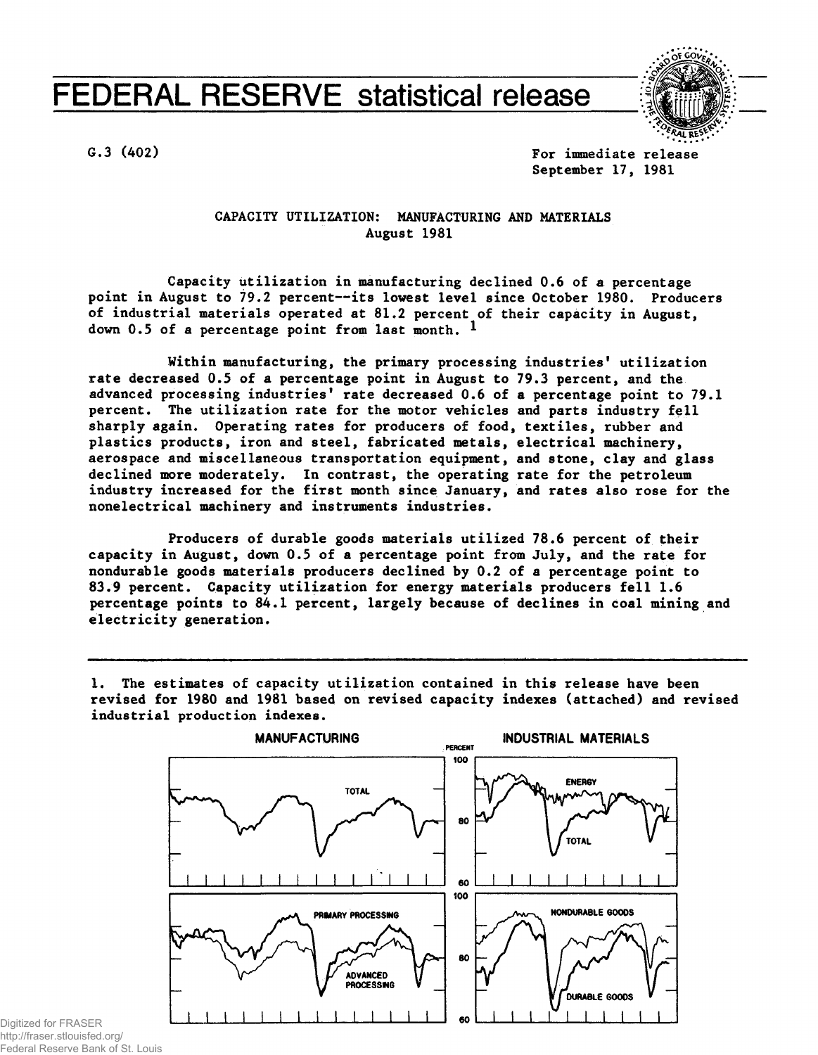# FEDERAL RESERVE statistical release

G.3 (402)

For immediate release
September 17, 1981

## CAPACITY UTILIZATION: MANUFACTURING AND MATERIALS
### August 1981

Capacity utilization in manufacturing declined 0.6 of a percentage point in August to 79.2 percent--its lowest level since October 1980. Producers of industrial materials operated at 81.2 percent of their capacity in August, down 0.5 of a percentage point from last month. [1]

Within manufacturing, the primary processing industries' utilization rate decreased 0.5 of a percentage point in August to 79.3 percent, and the advanced processing industries' rate decreased 0.6 of a percentage point to 79.1 percent. The utilization rate for the motor vehicles and parts industry fell sharply again. Operating rates for producers of food, textiles, rubber and plastics products, iron and steel, fabricated metals, electrical machinery, aerospace and miscellaneous transportation equipment, and stone, clay and glass declined more moderately. In contrast, the operating rate for the petroleum industry increased for the first month since January, and rates also rose for the nonelectrical machinery and instruments industries.

Producers of durable goods materials utilized 78.6 percent of their capacity in August, down 0.5 of a percentage point from July, and the rate for nondurable goods materials producers declined by 0.2 of a percentage point to 83.9 percent. Capacity utilization for energy materials producers fell 1.6 percentage points to 84.1 percent, largely because of declines in coal mining and electricity generation.

---

1. The estimates of capacity utilization contained in this release have been revised for 1980 and 1981 based on revised capacity indexes (attached) and revised industrial production indexes.

MANUFACTURING — INDUSTRIAL MATERIALS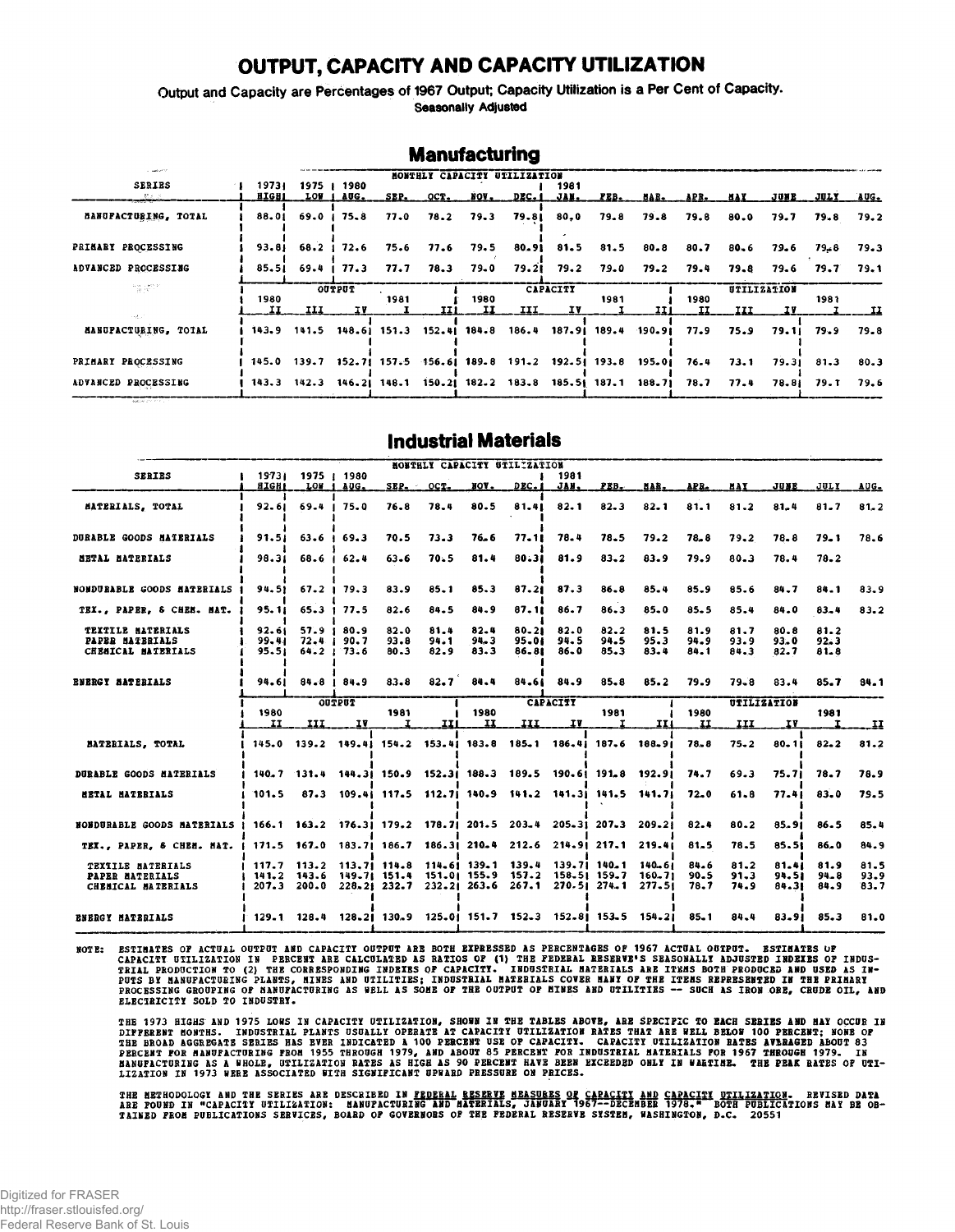# OUTPUT, CAPACITY AND CAPACITY UTILIZATION

Output and Capacity are Percentages of 1967 Output; Capacity Utilization is a Per Cent of Capacity.
Seasonally Adjusted

## Manufacturing

| SERIES | 1973 HIGH | 1975 LOW | 1980 AUG. | SEP. | OCT. | NOV. | DEC. | 1981 JAN. | FEB. | MAR. | APR. | MAY | JUNE | JULY | AUG. |
|---|---|---|---|---|---|---|---|---|---|---|---|---|---|---|---|
| | MONTHLY CAPACITY UTILIZATION | | | | | | | | | | | | | | |
| MANUFACTURING, TOTAL | 88.0 | 69.0 | 75.8 | 77.0 | 78.2 | 79.3 | 79.8 | 80.0 | 79.8 | 79.8 | 79.8 | 80.0 | 79.7 | 79.8 | 79.2 |
| PRIMARY PROCESSING | 93.8 | 68.2 | 72.6 | 75.6 | 77.6 | 79.5 | 80.9 | 81.5 | 81.5 | 80.8 | 80.7 | 80.6 | 79.6 | 79.8 | 79.3 |
| ADVANCED PROCESSING | 85.5 | 69.4 | 77.3 | 77.7 | 78.3 | 79.0 | 79.2 | 79.2 | 79.0 | 79.2 | 79.4 | 79.8 | 79.6 | 79.7 | 79.1 |

| | OUTPUT | | | | | CAPACITY | | | | | UTILIZATION | | | | |
|---|---|---|---|---|---|---|---|---|---|---|---|---|---|---|---|
| | 1980 II | III | IV | 1981 I | II | 1980 II | III | IV | 1981 I | II | 1980 II | III | IV | 1981 I | II |
| MANUFACTURING, TOTAL | 143.9 | 141.5 | 148.6 | 151.3 | 152.4 | 184.8 | 186.4 | 187.9 | 189.4 | 190.9 | 77.9 | 75.9 | 79.1 | 79.9 | 79.8 |
| PRIMARY PROCESSING | 145.0 | 139.7 | 152.7 | 157.5 | 156.6 | 189.8 | 191.2 | 192.5 | 193.8 | 195.0 | 76.4 | 73.1 | 79.3 | 81.3 | 80.3 |
| ADVANCED PROCESSING | 143.3 | 142.3 | 146.2 | 148.1 | 150.2 | 182.2 | 183.8 | 185.5 | 187.1 | 188.7 | 78.7 | 77.4 | 78.8 | 79.1 | 79.6 |

## Industrial Materials

| SERIES | 1973 HIGH | 1975 LOW | 1980 AUG. | SEP. | OCT. | NOV. | DEC. | 1981 JAN. | FEB. | MAR. | APR. | MAY | JUNE | JULY | AUG. |
|---|---|---|---|---|---|---|---|---|---|---|---|---|---|---|---|
| | MONTHLY CAPACITY UTILIZATION | | | | | | | | | | | | | | |
| MATERIALS, TOTAL | 92.6 | 69.4 | 75.0 | 76.8 | 78.4 | 80.5 | 81.4 | 82.1 | 82.3 | 82.1 | 81.1 | 81.2 | 81.4 | 81.7 | 81.2 |
| DURABLE GOODS MATERIALS | 91.5 | 63.6 | 69.3 | 70.5 | 73.3 | 76.6 | 77.1 | 78.4 | 78.5 | 79.2 | 78.8 | 79.2 | 78.8 | 79.1 | 78.6 |
| METAL MATERIALS | 98.3 | 68.6 | 62.4 | 63.6 | 70.5 | 81.4 | 80.3 | 81.9 | 83.2 | 83.9 | 79.9 | 80.3 | 78.4 | 78.2 | |
| NONDURABLE GOODS MATERIALS | 94.5 | 67.2 | 79.3 | 83.9 | 85.1 | 85.3 | 87.2 | 87.3 | 86.8 | 85.4 | 85.9 | 85.6 | 84.7 | 84.1 | 83.9 |
| TEX., PAPER, & CHEM. MAT. | 95.1 | 65.3 | 77.5 | 82.6 | 84.5 | 84.9 | 87.1 | 86.7 | 86.3 | 85.0 | 85.5 | 85.4 | 84.0 | 83.4 | 83.2 |
| TEXTILE MATERIALS | 92.6 | 57.9 | 80.9 | 82.0 | 81.4 | 82.4 | 80.2 | 82.0 | 82.2 | 81.5 | 81.9 | 81.7 | 80.8 | 81.2 | |
| PAPER MATERIALS | 99.4 | 72.4 | 90.7 | 93.8 | 94.1 | 94.3 | 95.0 | 94.5 | 94.5 | 95.3 | 94.9 | 93.9 | 93.0 | 92.3 | |
| CHEMICAL MATERIALS | 95.5 | 64.2 | 73.6 | 80.3 | 82.9 | 83.3 | 86.8 | 86.0 | 85.3 | 83.4 | 84.1 | 84.3 | 82.7 | 81.8 | |
| ENERGY MATERIALS | 94.6 | 84.8 | 84.9 | 83.8 | 82.7 | 84.4 | 84.6 | 84.9 | 85.8 | 85.2 | 79.9 | 79.8 | 83.4 | 85.7 | 84.1 |

| | OUTPUT | | | | | CAPACITY | | | | | UTILIZATION | | | | |
|---|---|---|---|---|---|---|---|---|---|---|---|---|---|---|---|
| | 1980 II | III | IV | 1981 I | II | 1980 II | III | IV | 1981 I | II | 1980 II | III | IV | 1981 I | II |
| MATERIALS, TOTAL | 145.0 | 139.2 | 149.4 | 154.2 | 153.4 | 183.8 | 185.1 | 186.4 | 187.6 | 188.9 | 78.8 | 75.2 | 80.1 | 82.2 | 81.2 |
| DURABLE GOODS MATERIALS | 140.7 | 131.4 | 144.3 | 150.9 | 152.3 | 188.3 | 189.5 | 190.6 | 191.8 | 192.9 | 74.7 | 69.3 | 75.7 | 78.7 | 78.9 |
| METAL MATERIALS | 101.5 | 87.3 | 109.4 | 117.5 | 112.7 | 140.9 | 141.2 | 141.3 | 141.5 | 141.7 | 72.0 | 61.8 | 77.4 | 83.0 | 79.5 |
| NONDURABLE GOODS MATERIALS | 166.1 | 163.2 | 176.3 | 179.2 | 178.7 | 201.5 | 203.4 | 205.3 | 207.3 | 209.2 | 82.4 | 80.2 | 85.9 | 86.5 | 85.4 |
| TEX., PAPER, & CHEM. MAT. | 171.5 | 167.0 | 183.7 | 186.7 | 186.3 | 210.4 | 212.6 | 214.9 | 217.1 | 219.4 | 81.5 | 78.5 | 85.5 | 86.0 | 84.9 |
| TEXTILE MATERIALS | 117.7 | 113.2 | 113.7 | 114.8 | 114.6 | 139.1 | 139.4 | 139.7 | 140.1 | 140.6 | 84.6 | 81.2 | 81.4 | 81.9 | 81.5 |
| PAPER MATERIALS | 141.2 | 143.6 | 149.7 | 151.4 | 151.0 | 155.9 | 157.2 | 158.5 | 159.7 | 160.7 | 90.5 | 91.3 | 94.5 | 94.8 | 93.9 |
| CHEMICAL MATERIALS | 207.3 | 200.0 | 228.2 | 232.7 | 232.2 | 263.6 | 267.1 | 270.5 | 274.1 | 277.5 | 78.7 | 74.9 | 84.3 | 84.9 | 83.7 |
| ENERGY MATERIALS | 129.1 | 128.4 | 128.2 | 130.9 | 125.0 | 151.7 | 152.3 | 152.8 | 153.5 | 154.2 | 85.1 | 84.4 | 83.9 | 85.3 | 81.0 |

NOTE: ESTIMATES OF ACTUAL OUTPUT AND CAPACITY OUTPUT ARE BOTH EXPRESSED AS PERCENTAGES OF 1967 ACTUAL OUTPUT. ESTIMATES OF CAPACITY UTILIZATION IN PERCENT ARE CALCULATED AS RATIOS OF (1) THE FEDERAL RESERVE'S SEASONALLY ADJUSTED INDEXES OF INDUSTRIAL PRODUCTION TO (2) THE CORRESPONDING INDEXES OF CAPACITY. INDUSTRIAL MATERIALS ARE ITEMS BOTH PRODUCED AND USED AS INPUTS BY MANUFACTURING PLANTS, MINES AND UTILITIES; INDUSTRIAL MATERIALS COVER MANY OF THE ITEMS REPRESENTED IN THE PRIMARY PROCESSING GROUPING OF MANUFACTURING AS WELL AS SOME OF THE OUTPUT OF MINES AND UTILITIES -- SUCH AS IRON ORE, CRUDE OIL, AND ELECTRICITY SOLD TO INDUSTRY.

THE 1973 HIGHS AND 1975 LOWS IN CAPACITY UTILIZATION, SHOWN IN THE TABLES ABOVE, ARE SPECIFIC TO EACH SERIES AND MAY OCCUR IN DIFFERENT MONTHS. INDUSTRIAL PLANTS USUALLY OPERATE AT CAPACITY UTILIZATION RATES THAT ARE WELL BELOW 100 PERCENT; NONE OF THE BROAD AGGREGATE SERIES HAS EVER INDICATED A 100 PERCENT USE OF CAPACITY. CAPACITY UTILIZATION RATES AVERAGED ABOUT 83 PERCENT FOR MANUFACTURING FROM 1955 THROUGH 1979, AND ABOUT 85 PERCENT FOR INDUSTRIAL MATERIALS FOR 1967 THROUGH 1979. IN MANUFACTURING AS A WHOLE, UTILIZATION RATES AS HIGH AS 90 PERCENT HAVE BEEN EXCEEDED ONLY IN WARTIME. THE PEAK RATES OF UTILIZATION IN 1973 WERE ASSOCIATED WITH SIGNIFICANT UPWARD PRESSURE ON PRICES.

THE METHODOLOGY AND THE SERIES ARE DESCRIBED IN FEDERAL RESERVE MEASURES OF CAPACITY AND CAPACITY UTILIZATION. REVISED DATA ARE FOUND IN "CAPACITY UTILIZATION: MANUFACTURING AND MATERIALS, JANUARY 1967--DECEMBER 1978." BOTH PUBLICATIONS MAY BE OBTAINED FROM PUBLICATIONS SERVICES, BOARD OF GOVERNORS OF THE FEDERAL RESERVE SYSTEM, WASHINGTON, D.C. 20551